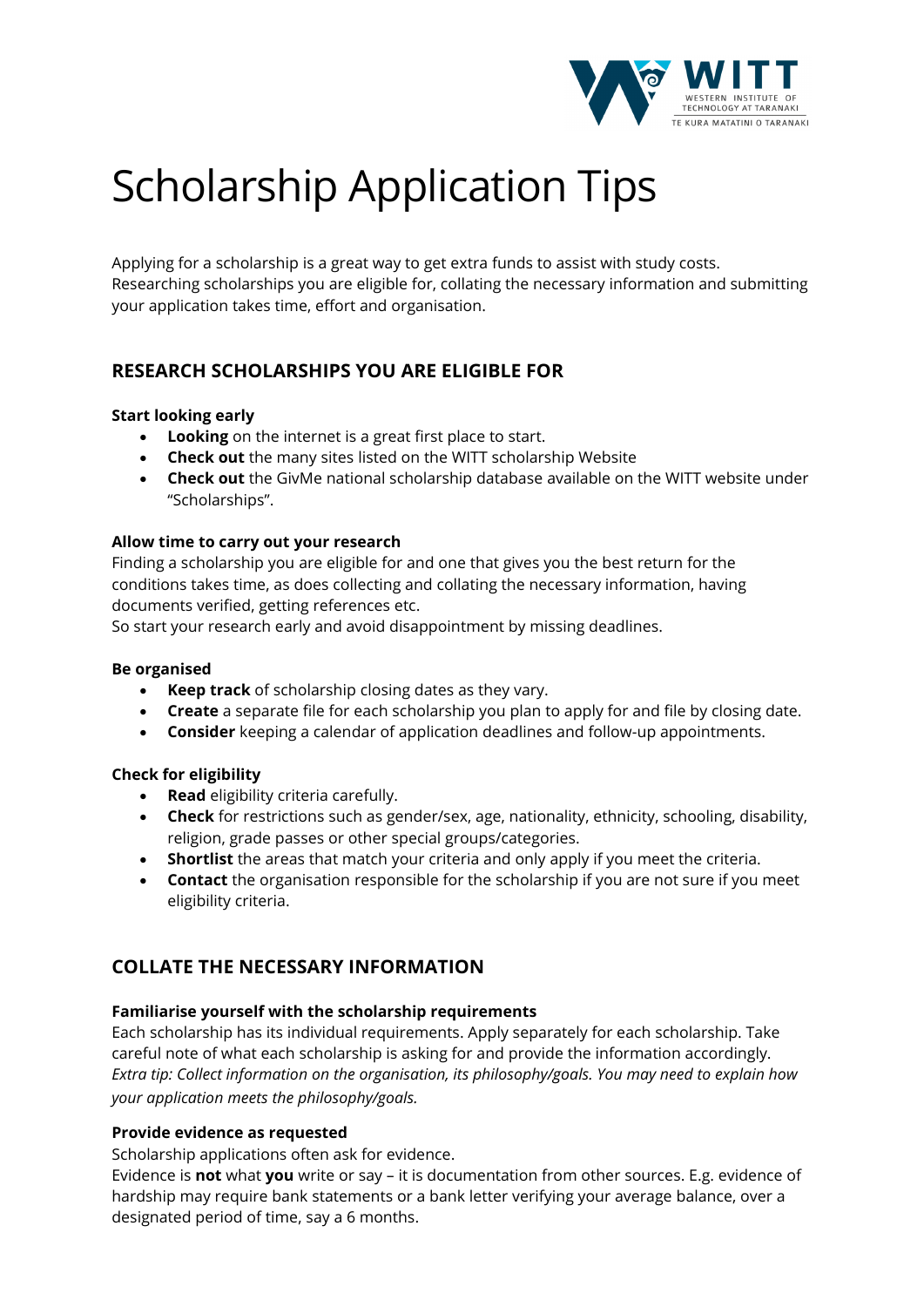# Scholarship Application Tips

Applying for a scholarship is a great way to get extra funds to assist with study costs. Researching scholarships you are eligible for, collating the necessary information and submitting your application takes time, effort and organisation.

## RESEARCH SCHOLARSHIPS YOU ARE ELIGIBLE FOR

**Start looking early**

- **Looking** on the internet is a great first place to start.
- **Check out** the many sites listed on the WITT scholarship Website
- **Check out** the GivMe national scholarship database available on the WITT website under "Scholarships".

**Allow time to carry out your research**

Finding a scholarship you are eligible for and one that gives you the best return for the conditions takes time, as does collecting and collating the necessary information, having documents verified, getting references etc.
So start your research early and avoid disappointment by missing deadlines.

**Be organised**

- **Keep track** of scholarship closing dates as they vary.
- **Create** a separate file for each scholarship you plan to apply for and file by closing date.
- **Consider** keeping a calendar of application deadlines and follow-up appointments.

**Check for eligibility**

- **Read** eligibility criteria carefully.
- **Check** for restrictions such as gender/sex, age, nationality, ethnicity, schooling, disability, religion, grade passes or other special groups/categories.
- **Shortlist** the areas that match your criteria and only apply if you meet the criteria.
- **Contact** the organisation responsible for the scholarship if you are not sure if you meet eligibility criteria.

## COLLATE THE NECESSARY INFORMATION

**Familiarise yourself with the scholarship requirements**

Each scholarship has its individual requirements. Apply separately for each scholarship. Take careful note of what each scholarship is asking for and provide the information accordingly.
*Extra tip: Collect information on the organisation, its philosophy/goals. You may need to explain how your application meets the philosophy/goals.*

**Provide evidence as requested**

Scholarship applications often ask for evidence.
Evidence is **not** what **you** write or say – it is documentation from other sources. E.g. evidence of hardship may require bank statements or a bank letter verifying your average balance, over a designated period of time, say a 6 months.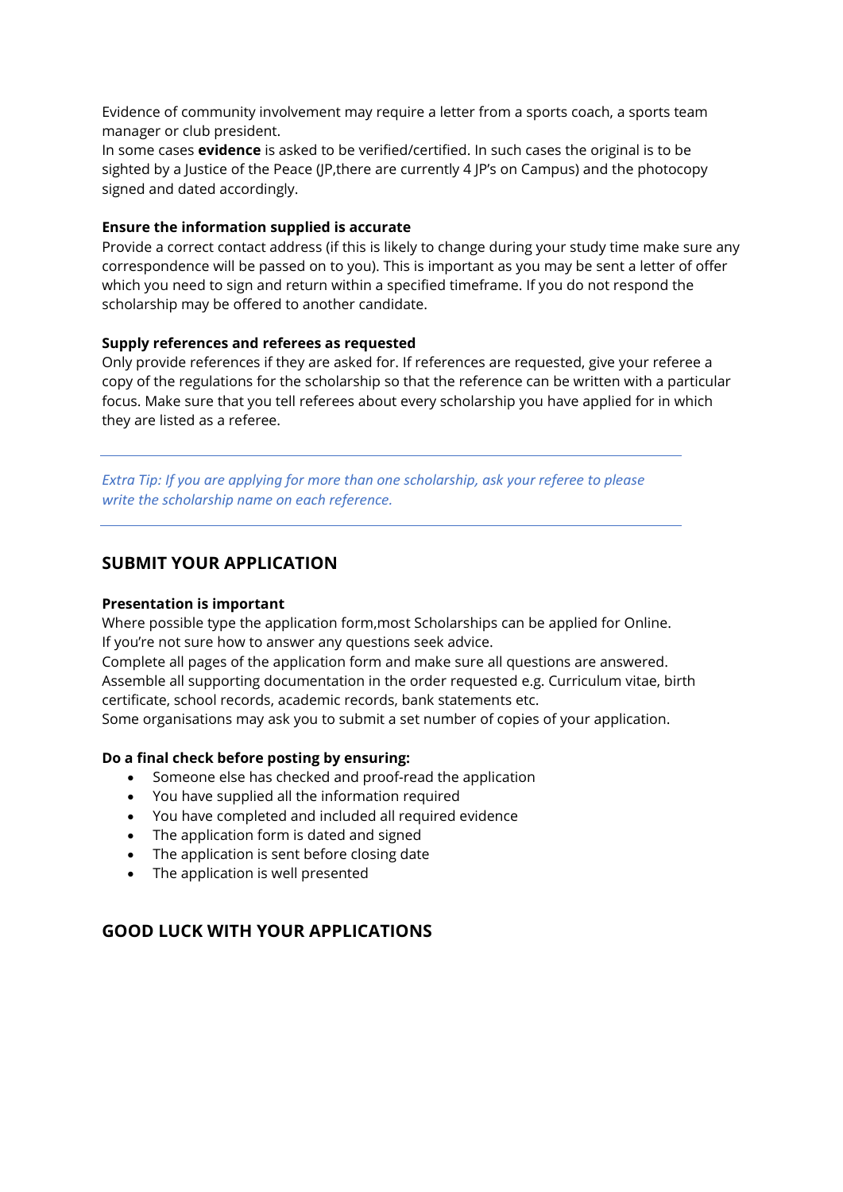Evidence of community involvement may require a letter from a sports coach, a sports team manager or club president.
In some cases **evidence** is asked to be verified/certified. In such cases the original is to be sighted by a Justice of the Peace (JP,there are currently 4 JP's on Campus) and the photocopy signed and dated accordingly.

**Ensure the information supplied is accurate**
Provide a correct contact address (if this is likely to change during your study time make sure any correspondence will be passed on to you). This is important as you may be sent a letter of offer which you need to sign and return within a specified timeframe. If you do not respond the scholarship may be offered to another candidate.

**Supply references and referees as requested**
Only provide references if they are asked for. If references are requested, give your referee a copy of the regulations for the scholarship so that the reference can be written with a particular focus. Make sure that you tell referees about every scholarship you have applied for in which they are listed as a referee.

---

*Extra Tip: If you are applying for more than one scholarship, ask your referee to please write the scholarship name on each reference.*

---

## SUBMIT YOUR APPLICATION

**Presentation is important**
Where possible type the application form,most Scholarships can be applied for Online.
If you're not sure how to answer any questions seek advice.
Complete all pages of the application form and make sure all questions are answered.
Assemble all supporting documentation in the order requested e.g. Curriculum vitae, birth certificate, school records, academic records, bank statements etc.
Some organisations may ask you to submit a set number of copies of your application.

**Do a final check before posting by ensuring:**

- Someone else has checked and proof-read the application
- You have supplied all the information required
- You have completed and included all required evidence
- The application form is dated and signed
- The application is sent before closing date
- The application is well presented

## GOOD LUCK WITH YOUR APPLICATIONS